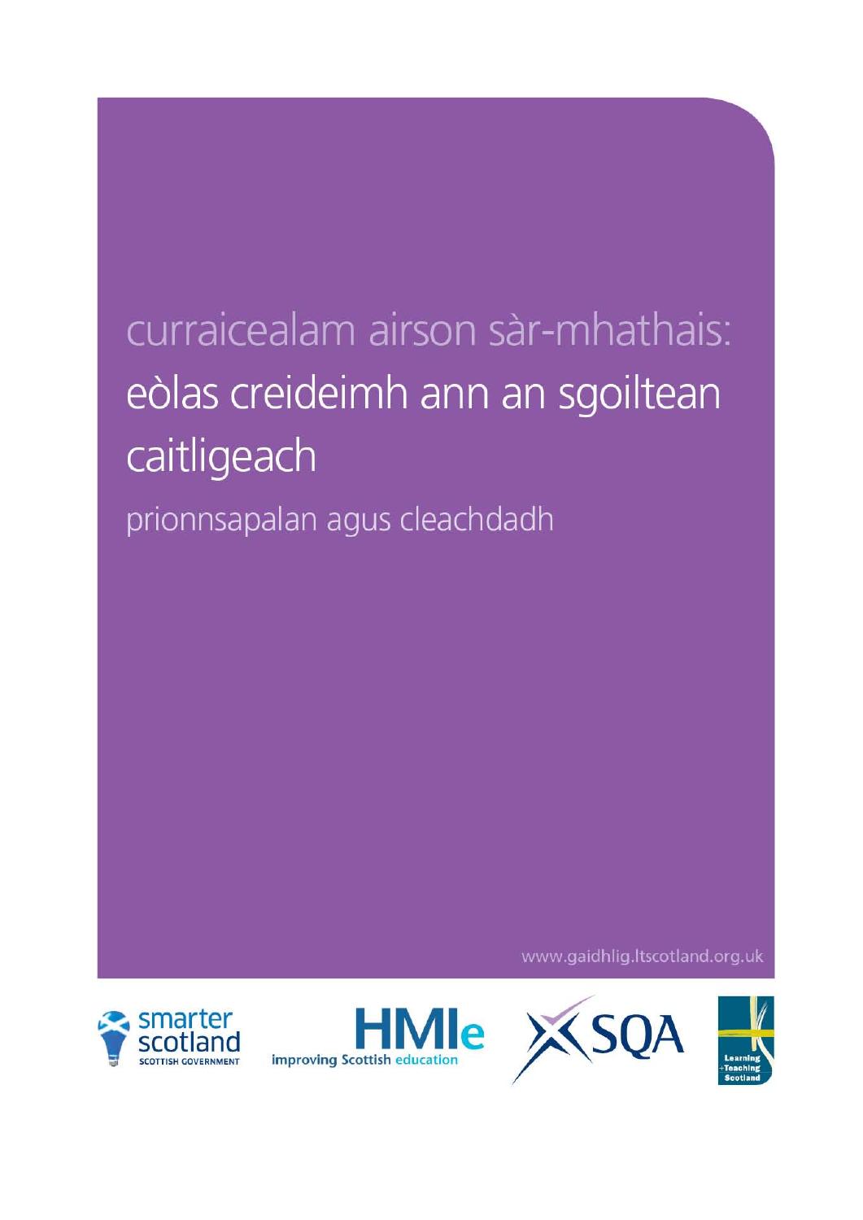# curraicealam airson sàr-mhathais: eòlas creideimh ann an sgoiltean caitligeach

## prionnsapalan agus cleachdadh

www.gaidhlig.ltscotland.org.uk

smarter scotland
SCOTTISH GOVERNMENT

HMIe
improving Scottish education

SQA

Learning + Teaching Scotland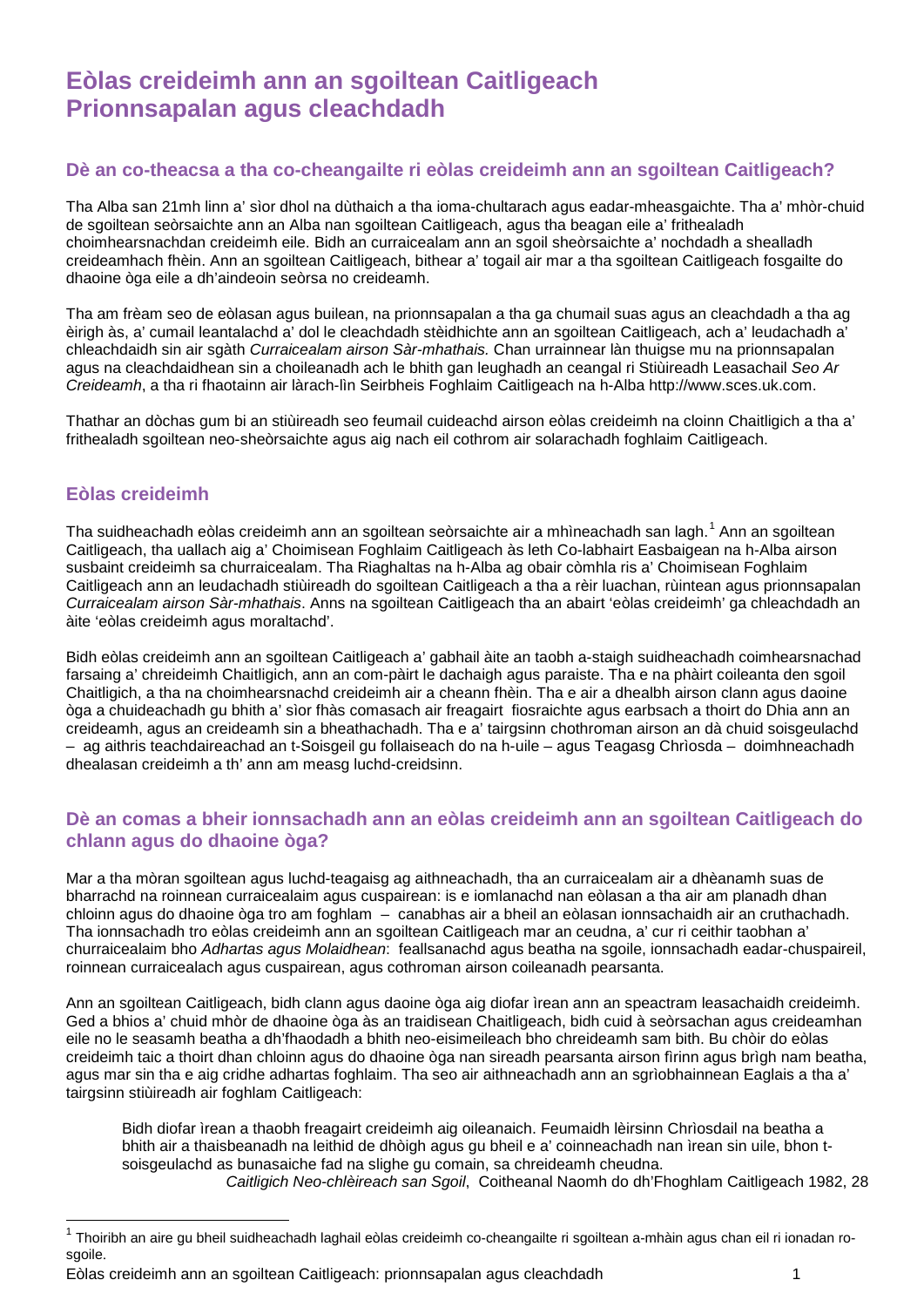# Eòlas creideimh ann an sgoiltean Caitligeach
# Prionnsapalan agus cleachdadh

## Dè an co-theacsa a tha co-cheangailte ri eòlas creideimh ann an sgoiltean Caitligeach?

Tha Alba san 21mh linn a' sìor dhol na dùthaich a tha ioma-chultarach agus eadar-mheasgaichte. Tha a' mhòr-chuid de sgoiltean seòrsaichte ann an Alba nan sgoiltean Caitligeach, agus tha beagan eile a' frithealadh choimhearsnachdan creideimh eile. Bidh an curraicealam ann an sgoil sheòrsaichte a' nochdadh a shealladh creideamhach fhèin. Ann an sgoiltean Caitligeach, bithear a' togail air mar a tha sgoiltean Caitligeach fosgailte do dhaoine òga eile a dh'aindeoin seòrsa no creideamh.

Tha am frèam seo de eòlasan agus builean, na prionnsapalan a tha ga chumail suas agus an cleachdadh a tha ag èirigh às, a' cumail leantalachd a' dol le cleachdadh stèidhichte ann an sgoiltean Caitligeach, ach a' leudachadh a' chleachdaidh sin air sgàth *Curraicealam airson Sàr-mhathais.* Chan urrainnear làn thuigse mu na prionnsapalan agus na cleachdaidhean sin a choileanadh ach le bhith gan leughadh an ceangal ri Stiùireadh Leasachail *Seo Ar Creideamh*, a tha ri fhaotainn air làrach-lìn Seirbheis Foghlaim Caitligeach na h-Alba http://www.sces.uk.com.

Thathar an dòchas gum bi an stiùireadh seo feumail cuideachd airson eòlas creideimh na cloinn Chaitligich a tha a' frithealadh sgoiltean neo-sheòrsaichte agus aig nach eil cothrom air solarachadh foghlaim Caitligeach.

## Eòlas creideimh

Tha suidheachadh eòlas creideimh ann an sgoiltean seòrsaichte air a mhìneachadh san lagh.[1] Ann an sgoiltean Caitligeach, tha uallach aig a' Choimisean Foghlaim Caitligeach às leth Co-labhairt Easbaigean na h-Alba airson susbaint creideimh sa churraicealam. Tha Riaghaltas na h-Alba ag obair còmhla ris a' Choimisean Foghlaim Caitligeach ann an leudachadh stiùireadh do sgoiltean Caitligeach a tha a rèir luachan, rùintean agus prionnsapalan *Curraicealam airson Sàr-mhathais*. Anns na sgoiltean Caitligeach tha an abairt 'eòlas creideimh' ga chleachdadh an àite 'eòlas creideimh agus moraltachd'.

Bidh eòlas creideimh ann an sgoiltean Caitligeach a' gabhail àite an taobh a-staigh suidheachadh coimhearsnachad farsaing a' chreideimh Chaitligich, ann an com-pàirt le dachaigh agus paraiste. Tha e na phàirt coileanta den sgoil Chaitligich, a tha na choimhearsnachd creideimh air a cheann fhèin. Tha e air a dhealbh airson clann agus daoine òga a chuideachadh gu bhith a' sìor fhàs comasach air freagairt fiosraichte agus earbsach a thoirt do Dhia ann an creideamh, agus an creideamh sin a bheathachadh. Tha e a' tairgsinn chothroman airson an dà chuid soisgeulachd – ag aithris teachdaireachad an t-Soisgeil gu follaiseach do na h-uile – agus Teagasg Chrìosda – doimhneachadh dhealasan creideimh a th' ann am measg luchd-creidsinn.

## Dè an comas a bheir ionnsachadh ann an eòlas creideimh ann an sgoiltean Caitligeach do chlann agus do dhaoine òga?

Mar a tha mòran sgoiltean agus luchd-teagaisg ag aithneachadh, tha an curraicealam air a dhèanamh suas de bharrachd na roinnean curraicealaim agus cuspairean: is e iomlanachd nan eòlasan a tha air am planadh dhan chloinn agus do dhaoine òga tro am foghlam – canabhas air a bheil an eòlasan ionnsachaidh air an cruthachadh. Tha ionnsachadh tro eòlas creideimh ann an sgoiltean Caitligeach mar an ceudna, a' cur ri ceithir taobhan a' churraicealaim bho *Adhartas agus Molaidhean*: feallsanachd agus beatha na sgoile, ionnsachadh eadar-chuspaireil, roinnean curraicealach agus cuspairean, agus cothroman airson coileanadh pearsanta.

Ann an sgoiltean Caitligeach, bidh clann agus daoine òga aig diofar ìrean ann an speactram leasachaidh creideimh. Ged a bhios a' chuid mhòr de dhaoine òga às an traidisean Chaitligeach, bidh cuid à seòrsachan agus creideamhan eile no le seasamh beatha a dh'fhaodadh a bhith neo-eisimeileach bho chreideamh sam bith. Bu chòir do eòlas creideimh taic a thoirt dhan chloinn agus do dhaoine òga nan sireadh pearsanta airson fìrinn agus brìgh nam beatha, agus mar sin tha e aig cridhe adhartas foghlaim. Tha seo air aithneachadh ann an sgrìobhainnean Eaglais a tha a' tairgsinn stiùireadh air foghlam Caitligeach:

> Bidh diofar ìrean a thaobh freagairt creideimh aig oileanaich. Feumaidh lèirsinn Chrìosdail na beatha a bhith air a thaisbeanadh na leithid de dhòigh agus gu bheil e a' coinneachadh nan ìrean sin uile, bhon t-soisgeulachd as bunasaiche fad na slighe gu comain, sa chreideamh cheudna.
>
> *Caitligich Neo-chlèireach san Sgoil*, Coitheanal Naomh do dh'Fhoghlam Caitligeach 1982, 28

---

[1] Thoiribh an aire gu bheil suidheachadh laghail eòlas creideimh co-cheangailte ri sgoiltean a-mhàin agus chan eil ri ionadan ro-sgoile.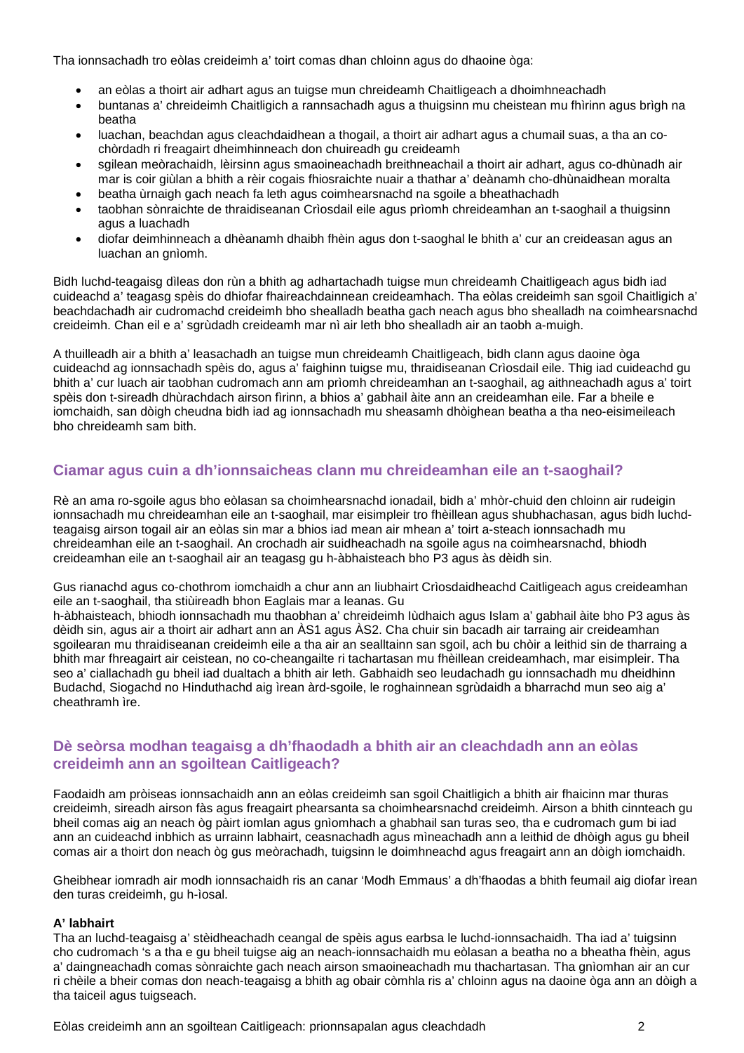Tha ionnsachadh tro eòlas creideimh a' toirt comas dhan chloinn agus do dhaoine òga:

- an eòlas a thoirt air adhart agus an tuigse mun chreideamh Chaitligeach a dhoimhneachadh
- buntanas a' chreideimh Chaitligich a rannsachadh agus a thuigsinn mu cheistean mu fhìrinn agus brìgh na beatha
- luachan, beachdan agus cleachdaidhean a thogail, a thoirt air adhart agus a chumail suas, a tha an co-chòrdadh ri freagairt dheimhinneach don chuireadh gu creideamh
- sgilean meòrachaidh, lèirsinn agus smaoineachadh breithneachail a thoirt air adhart, agus co-dhùnadh air mar is coir giùlan a bhith a rèir cogais fhiosraichte nuair a thathar a' deànamh cho-dhùnaidhean moralta
- beatha ùrnaigh gach neach fa leth agus coimhearsnachd na sgoile a bheathachadh
- taobhan sònraichte de thraidiseanan Crìosdail eile agus prìomh chreideamhan an t-saoghail a thuigsinn agus a luachadh
- diofar deimhinneach a dhèanamh dhaibh fhèin agus don t-saoghal le bhith a' cur an creideasan agus an luachan an gnìomh.

Bidh luchd-teagaisg dìleas don rùn a bhith ag adhartachadh tuigse mun chreideamh Chaitligeach agus bidh iad cuideachd a' teagasg spèis do dhiofar fhaireachdainnean creideamhach. Tha eòlas creideimh san sgoil Chaitligich a' beachdachadh air cudromachd creideimh bho shealladh beatha gach neach agus bho shealladh na coimhearsnachd creideimh. Chan eil e a' sgrùdadh creideamh mar nì air leth bho shealladh air an taobh a-muigh.

A thuilleadh air a bhith a' leasachadh an tuigse mun chreideamh Chaitligeach, bidh clann agus daoine òga cuideachd ag ionnsachadh spèis do, agus a' faighinn tuigse mu, thraidiseanan Crìosdail eile. Thig iad cuideachd gu bhith a' cur luach air taobhan cudromach ann am prìomh chreideamhan an t-saoghail, ag aithneachadh agus a' toirt spèis don t-sireadh dhùrachdach airson fìrinn, a bhios a' gabhail àite ann an creideamhan eile. Far a bheil e iomchaidh, san dòigh cheudna bidh iad ag ionnsachadh mu sheasamh dhòighean beatha a tha neo-eisimeileach bho chreideamh sam bith.

## Ciamar agus cuin a dh'ionnsaicheas clann mu chreideamhan eile an t-saoghail?

Rè an ama ro-sgoile agus bho eòlasan sa choimhearsnachd ionadail, bidh a' mhòr-chuid den chloinn air rudeigin ionnsachadh mu chreideamhan eile an t-saoghail, mar eisimpleir tro fhèillean agus shubhachasan, agus bidh luchd-teagaisg airson togail air an eòlas sin mar a bhios iad mean air mhean a' toirt a-steach ionnsachadh mu chreideamhan eile an t-saoghail. An crochadh air suidheachadh na sgoile agus na coimhearsnachd, bhiodh creideamhan eile an t-saoghail air an teagasg gu h-àbhaisteach bho P3 agus às dèidh sin.

Gus rianachd agus co-chothrom iomchaidh a chur ann an liubhairt Crìosdaidheachd Caitligeach agus creideamhan eile an t-saoghail, tha stiùireadh bhon Eaglais mar a leanas. Gu h-àbhaisteach, bhiodh ionnsachadh mu thaobhan a' chreideimh Iùdhaich agus Islam a' gabhail àite bho P3 agus às dèidh sin, agus air a thoirt air adhart ann an ÀS1 agus ÀS2. Cha chuir sin bacadh air tarraing air creideamhan sgoilearan mu thraidiseanan creideimh eile a tha air an sealltainn san sgoil, ach bu chòir a leithid sin de tharraing a bhith mar fhreagairt air ceistean, no co-cheangailte ri tachartasan mu fhèillean creideamhach, mar eisimpleir. Tha seo a' ciallachadh gu bheil iad dualtach a bhith air leth. Gabhaidh seo leudachadh gu ionnsachadh mu dheidhinn Budachd, Siogachd no Hinduthachd aig ìrean àrd-sgoile, le roghainnean sgrùdaidh a bharrachd mun seo aig a' cheathramh ìre.

## Dè seòrsa modhan teagaisg a dh'fhaodadh a bhith air an cleachdadh ann an eòlas creideimh ann an sgoiltean Caitligeach?

Faodaidh am pròiseas ionnsachaidh ann an eòlas creideimh san sgoil Chaitligich a bhith air fhaicinn mar thuras creideimh, sireadh airson fàs agus freagairt phearsanta sa choimhearsnachd creideimh. Airson a bhith cinnteach gu bheil comas aig an neach òg pàirt iomlan agus gnìomhach a ghabhail san turas seo, tha e cudromach gum bi iad ann an cuideachd inbhich as urrainn labhairt, ceasnachadh agus mìneachadh ann a leithid de dhòigh agus gu bheil comas air a thoirt don neach òg gus meòrachadh, tuigsinn le doimhneachd agus freagairt ann an dòigh iomchaidh.

Gheibhear iomradh air modh ionnsachaidh ris an canar 'Modh Emmaus' a dh'fhaodas a bhith feumail aig diofar ìrean den turas creideimh, gu h-ìosal.

**A' labhairt**

Tha an luchd-teagaisg a' stèidheachadh ceangal de spèis agus earbsa le luchd-ionnsachaidh. Tha iad a' tuigsinn cho cudromach 's a tha e gu bheil tuigse aig an neach-ionnsachaidh mu eòlasan a beatha no a bheatha fhèin, agus a' daingneachadh comas sònraichte gach neach airson smaoineachadh mu thachartasan. Tha gnìomhan air an cur ri chèile a bheir comas don neach-teagaisg a bhith ag obair còmhla ris a' chloinn agus na daoine òga ann an dòigh a tha taiceil agus tuigseach.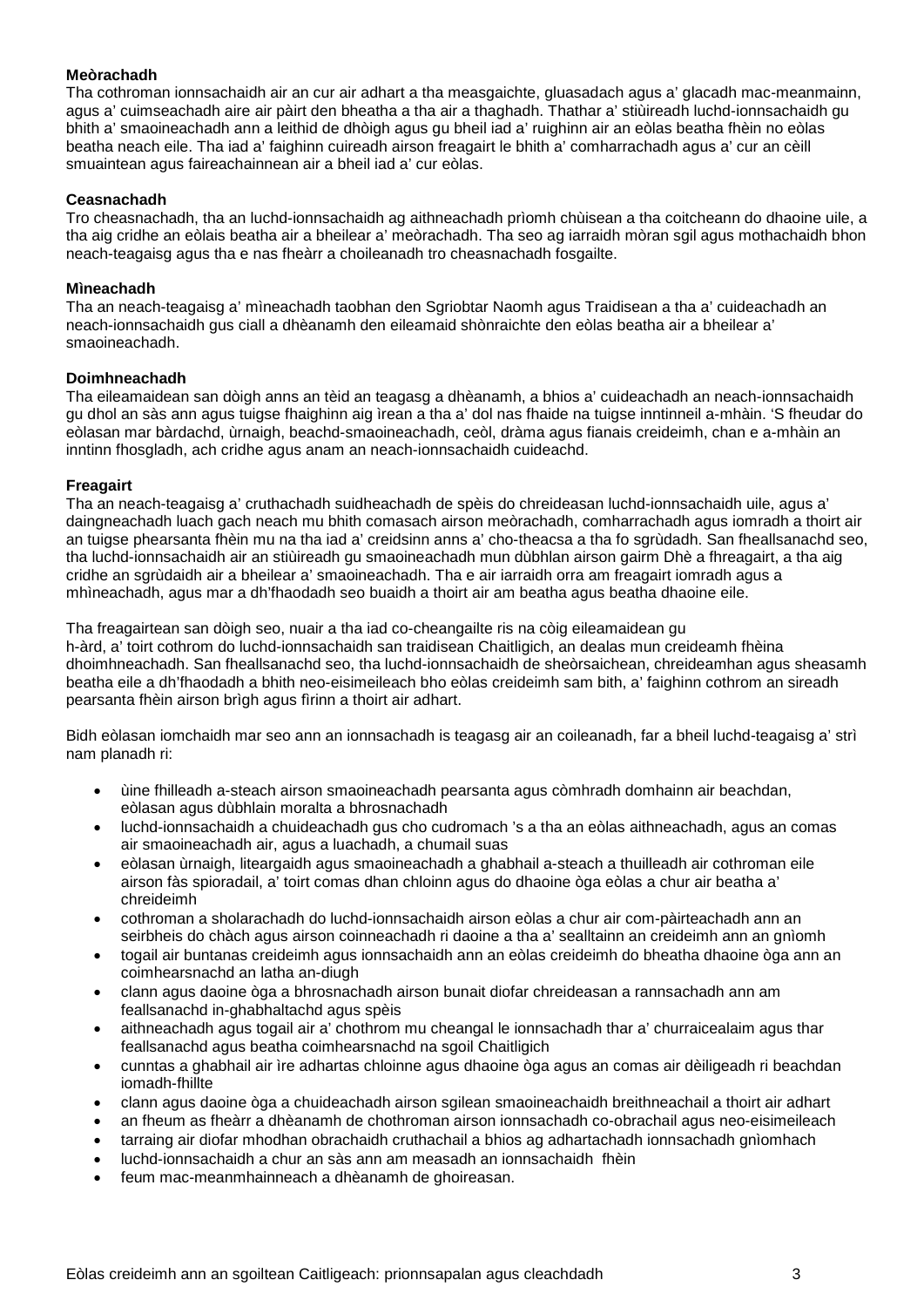**Meòrachadh**
Tha cothroman ionnsachaidh air an cur air adhart a tha measgaichte, gluasadach agus a' glacadh mac-meanmainn, agus a' cuimseachadh aire air pàirt den bheatha a tha air a thaghadh. Thathar a' stiùireadh luchd-ionnsachaidh gu bhith a' smaoineachadh ann a leithid de dhòigh agus gu bheil iad a' ruighinn air an eòlas beatha fhèin no eòlas beatha neach eile. Tha iad a' faighinn cuireadh airson freagairt le bhith a' comharrachadh agus a' cur an cèill smuaintean agus faireachainnean air a bheil iad a' cur eòlas.

**Ceasnachadh**
Tro cheasnachadh, tha an luchd-ionnsachaidh ag aithneachadh prìomh chùisean a tha coitcheann do dhaoine uile, a tha aig cridhe an eòlais beatha air a bheilear a' meòrachadh. Tha seo ag iarraidh mòran sgil agus mothachaidh bhon neach-teagaisg agus tha e nas fheàrr a choileanadh tro cheasnachadh fosgailte.

**Mìneachadh**
Tha an neach-teagaisg a' mìneachadh taobhan den Sgriobtar Naomh agus Traidisean a tha a' cuideachadh an neach-ionnsachaidh gus ciall a dhèanamh den eileamaid shònraichte den eòlas beatha air a bheilear a' smaoineachadh.

**Doimhneachadh**
Tha eileamaidean san dòigh anns an tèid an teagasg a dhèanamh, a bhios a' cuideachadh an neach-ionnsachaidh gu dhol an sàs ann agus tuigse fhaighinn aig ìrean a tha a' dol nas fhaide na tuigse inntinneil a-mhàin. 'S fheudar do eòlasan mar bàrdachd, ùrnaigh, beachd-smaoineachadh, ceòl, dràma agus fianais creideimh, chan e a-mhàin an inntinn fhosgladh, ach cridhe agus anam an neach-ionnsachaidh cuideachd.

**Freagairt**
Tha an neach-teagaisg a' cruthachadh suidheachadh de spèis do chreideasan luchd-ionnsachaidh uile, agus a' daingneachadh luach gach neach mu bhith comasach airson meòrachadh, comharrachadh agus iomradh a thoirt air an tuigse phearsanta fhèin mu na tha iad a' creidsinn anns a' cho-theacsa a tha fo sgrùdadh. San fheallsanachd seo, tha luchd-ionnsachaidh air an stiùireadh gu smaoineachadh mun dùbhlan airson gairm Dhè a fhreagairt, a tha aig cridhe an sgrùdaidh air a bheilear a' smaoineachadh. Tha e air iarraidh orra am freagairt iomradh agus a mhìneachadh, agus mar a dh'fhaodadh seo buaidh a thoirt air am beatha agus beatha dhaoine eile.

Tha freagairtean san dòigh seo, nuair a tha iad co-cheangailte ris na còig eileamaidean gu h-àrd, a' toirt cothrom do luchd-ionnsachaidh san traidisean Chaitligich, an dealas mun creideamh fhèina dhoimhneachadh. San fheallsanachd seo, tha luchd-ionnsachaidh de sheòrsaichean, chreideamhan agus sheasamh beatha eile a dh'fhaodadh a bhith neo-eisimeileach bho eòlas creideimh sam bith, a' faighinn cothrom an sireadh pearsanta fhèin airson brìgh agus fìrinn a thoirt air adhart.

Bidh eòlasan iomchaidh mar seo ann an ionnsachadh is teagasg air an coileanadh, far a bheil luchd-teagaisg a' strì nam planadh ri:

- ùine fhilleadh a-steach airson smaoineachadh pearsanta agus còmhradh domhainn air beachdan, eòlasan agus dùbhlain moralta a bhrosnachadh
- luchd-ionnsachaidh a chuideachadh gus cho cudromach 's a tha an eòlas aithneachadh, agus an comas air smaoineachadh air, agus a luachadh, a chumail suas
- eòlasan ùrnaigh, liteargaidh agus smaoineachadh a ghabhail a-steach a thuilleadh air cothroman eile airson fàs spioradail, a' toirt comas dhan chloinn agus do dhaoine òga eòlas a chur air beatha a' chreideimh
- cothroman a sholarachadh do luchd-ionnsachaidh airson eòlas a chur air com-pàirteachadh ann an seirbheis do chàch agus airson coinneachadh ri daoine a tha a' sealltainn an creideimh ann an gnìomh
- togail air buntanas creideimh agus ionnsachaidh ann an eòlas creideimh do bheatha dhaoine òga ann an coimhearsnachd an latha an-diugh
- clann agus daoine òga a bhrosnachadh airson bunait diofar chreideasan a rannsachadh ann am feallsanachd in-ghabhaltachd agus spèis
- aithneachadh agus togail air a' chothrom mu cheangal le ionnsachadh thar a' churraicealaim agus thar feallsanachd agus beatha coimhearsnachd na sgoil Chaitligich
- cunntas a ghabhail air ìre adhartas chloinne agus dhaoine òga agus an comas air dèiligeadh ri beachdan iomadh-fhillte
- clann agus daoine òga a chuideachadh airson sgilean smaoineachaidh breithneachail a thoirt air adhart
- an fheum as fheàrr a dhèanamh de chothroman airson ionnsachadh co-obrachail agus neo-eisimeileach
- tarraing air diofar mhodhan obrachaidh cruthachail a bhios ag adhartachadh ionnsachadh gnìomhach
- luchd-ionnsachaidh a chur an sàs ann am measadh an ionnsachaidh fhèin
- feum mac-meanmhainneach a dhèanamh de ghoireasan.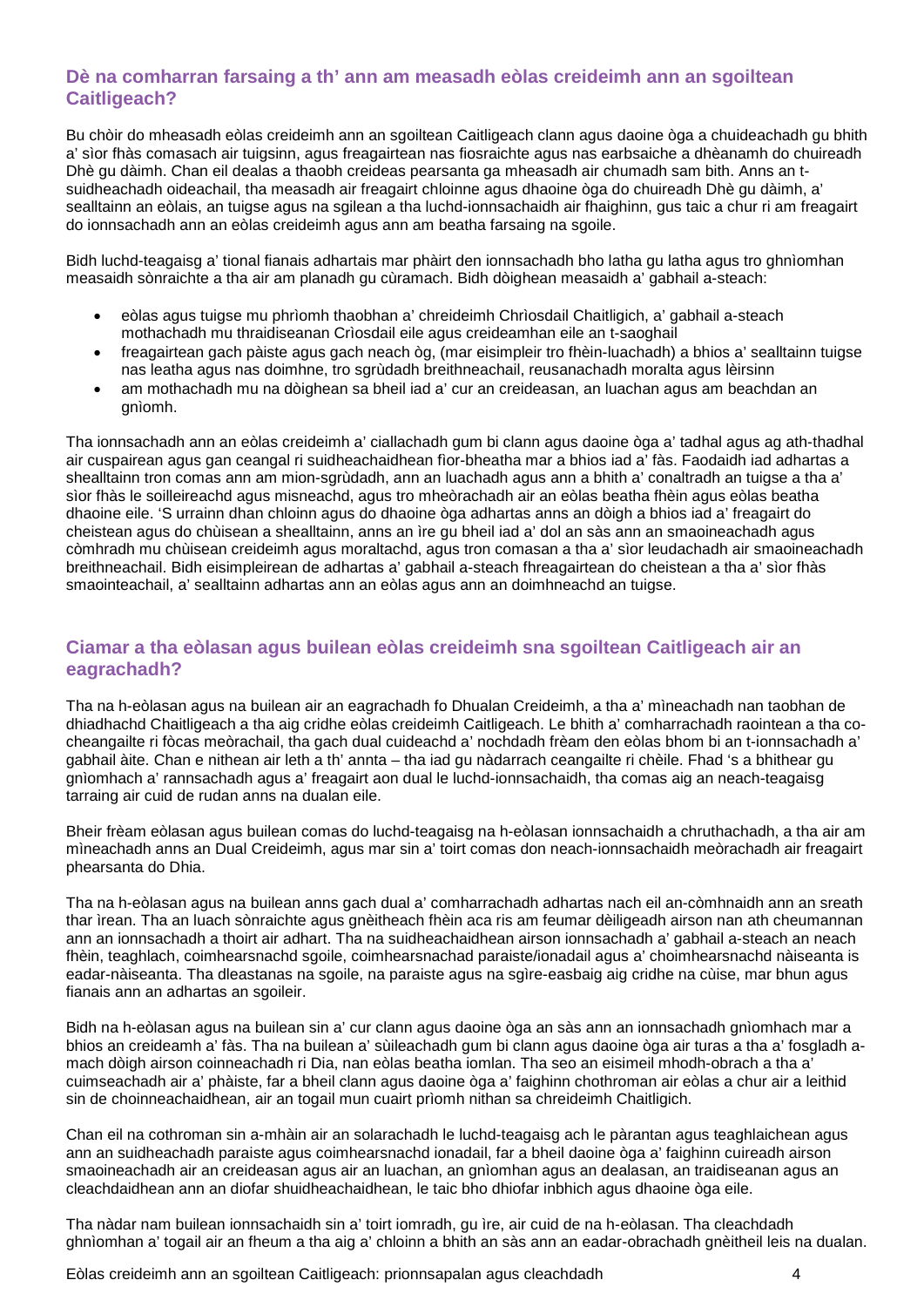## Dè na comharran farsaing a th' ann am measadh eòlas creideimh ann an sgoiltean Caitligeach?

Bu chòir do mheasadh eòlas creideimh ann an sgoiltean Caitligeach clann agus daoine òga a chuideachadh gu bhith a' sìor fhàs comasach air tuigsinn, agus freagairtean nas fiosraichte agus nas earbsaiche a dhèanamh do chuireadh Dhè gu dàimh. Chan eil dealas a thaobh creideas pearsanta ga mheasadh air chumadh sam bith. Anns an t-suidheachadh oideachail, tha measadh air freagairt chloinne agus dhaoine òga do chuireadh Dhè gu dàimh, a' sealltainn an eòlais, an tuigse agus na sgilean a tha luchd-ionnsachaidh air fhaighinn, gus taic a chur ri am freagairt do ionnsachadh ann an eòlas creideimh agus ann am beatha farsaing na sgoile.

Bidh luchd-teagaisg a' tional fianais adhartais mar phàirt den ionnsachadh bho latha gu latha agus tro ghnìomhan measaidh sònraichte a tha air am planadh gu cùramach. Bidh dòighean measaidh a' gabhail a-steach:

- eòlas agus tuigse mu phrìomh thaobhan a' chreideimh Chrìosdail Chaitligich, a' gabhail a-steach mothachadh mu thraidiseanan Crìosdail eile agus creideamhan eile an t-saoghail
- freagairtean gach pàiste agus gach neach òg, (mar eisimpleir tro fhèin-luachadh) a bhios a' sealltainn tuigse nas leatha agus nas doimhne, tro sgrùdadh breithneachail, reusanachadh moralta agus lèirsinn
- am mothachadh mu na dòighean sa bheil iad a' cur an creideasan, an luachan agus am beachdan an gnìomh.

Tha ionnsachadh ann an eòlas creideimh a' ciallachadh gum bi clann agus daoine òga a' tadhal agus ag ath-thadhal air cuspairean agus gan ceangal ri suidheachaidhean fìor-bheatha mar a bhios iad a' fàs. Faodaidh iad adhartas a shealltainn tron comas ann am mion-sgrùdadh, ann an luachadh agus ann a bhith a' conaltradh an tuigse a tha a' sìor fhàs le soilleireachd agus misneachd, agus tro mheòrachadh air an eòlas beatha fhèin agus eòlas beatha dhaoine eile. 'S urrainn dhan chloinn agus do dhaoine òga adhartas anns an dòigh a bhios iad a' freagairt do cheistean agus do chùisean a shealltainn, anns an ìre gu bheil iad a' dol an sàs ann an smaoineachadh agus còmhradh mu chùisean creideimh agus moraltachd, agus tron comasan a tha a' sìor leudachadh air smaoineachadh breithneachail. Bidh eisimpleirean de adhartas a' gabhail a-steach fhreagairtean do cheistean a tha a' sìor fhàs smaointeachail, a' sealltainn adhartas ann an eòlas agus ann an doimhneachd an tuigse.

## Ciamar a tha eòlasan agus builean eòlas creideimh sna sgoiltean Caitligeach air an eagrachadh?

Tha na h-eòlasan agus na builean air an eagrachadh fo Dhualan Creideimh, a tha a' mìneachadh nan taobhan de dhiadhachd Chaitligeach a tha aig cridhe eòlas creideimh Caitligeach. Le bhith a' comharrachadh raointean a tha co-cheangailte ri fòcas meòrachail, tha gach dual cuideachd a' nochdadh frèam den eòlas bhom bi an t-ionnsachadh a' gabhail àite. Chan e nithean air leth a th' annta – tha iad gu nàdarrach ceangailte ri chèile. Fhad 's a bhithear gu gnìomhach a' rannsachadh agus a' freagairt aon dual le luchd-ionnsachaidh, tha comas aig an neach-teagaisg tarraing air cuid de rudan anns na dualan eile.

Bheir frèam eòlasan agus builean comas do luchd-teagaisg na h-eòlasan ionnsachaidh a chruthachadh, a tha air am mìneachadh anns an Dual Creideimh, agus mar sin a' toirt comas don neach-ionnsachaidh meòrachadh air freagairt phearsanta do Dhia.

Tha na h-eòlasan agus na builean anns gach dual a' comharrachadh adhartas nach eil an-còmhnaidh ann an sreath thar ìrean. Tha an luach sònraichte agus gnèitheach fhèin aca ris am feumar dèiligeadh airson nan ath cheumannan ann an ionnsachadh a thoirt air adhart. Tha na suidheachaidhean airson ionnsachadh a' gabhail a-steach an neach fhèin, teaghlach, coimhearsnachd sgoile, coimhearsnachad paraiste/ionadail agus a' choimhearsnachd nàiseanta is eadar-nàiseanta. Tha dleastanas na sgoile, na paraiste agus na sgìre-easbaig aig cridhe na cùise, mar bhun agus fianais ann an adhartas an sgoileir.

Bidh na h-eòlasan agus na builean sin a' cur clann agus daoine òga an sàs ann an ionnsachadh gnìomhach mar a bhios an creideamh a' fàs. Tha na builean a' sùileachadh gum bi clann agus daoine òga air turas a tha a' fosgladh a-mach dòigh airson coinneachadh ri Dia, nan eòlas beatha iomlan. Tha seo an eisimeil mhodh-obrach a tha a' cuimseachadh air a' phàiste, far a bheil clann agus daoine òga a' faighinn chothroman air eòlas a chur air a leithid sin de choinneachaidhean, air an togail mun cuairt prìomh nithan sa chreideimh Chaitligich.

Chan eil na cothroman sin a-mhàin air an solarachadh le luchd-teagaisg ach le pàrantan agus teaghlaichean agus ann an suidheachadh paraiste agus coimhearsnachd ionadail, far a bheil daoine òga a' faighinn cuireadh airson smaoineachadh air an creideasan agus air an luachan, an gnìomhan agus an dealasan, an traidiseanan agus an cleachdaidhean ann an diofar shuidheachaidhean, le taic bho dhiofar inbhich agus dhaoine òga eile.

Tha nàdar nam builean ionnsachaidh sin a' toirt iomradh, gu ìre, air cuid de na h-eòlasan. Tha cleachdadh ghnìomhan a' togail air an fheum a tha aig a' chloinn a bhith an sàs ann an eadar-obrachadh gnèitheil leis na dualan.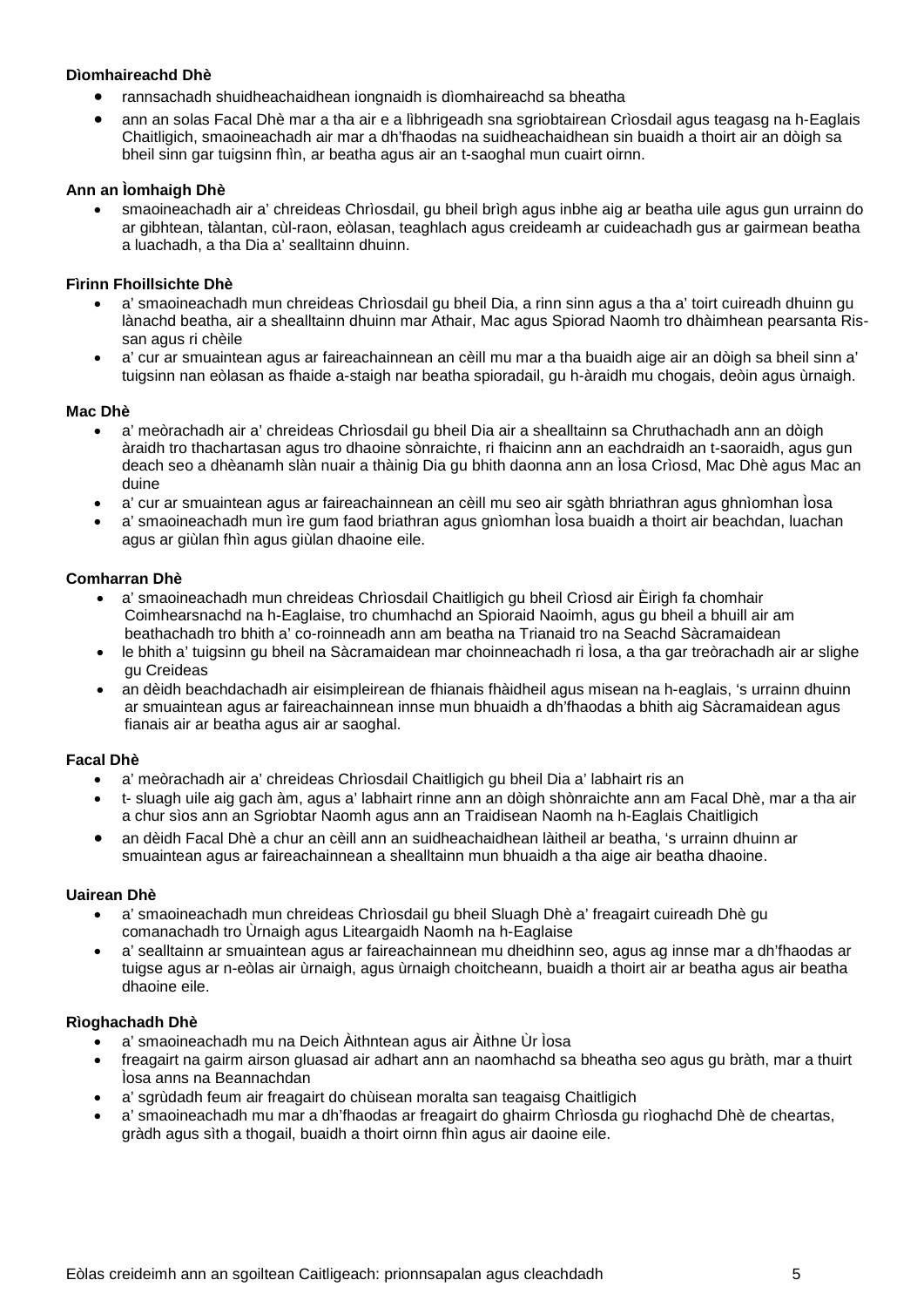**Dìomhaireachd Dhè**

- rannsachadh shuidheachaidhean iongnaidh is dìomhaireachd sa bheatha
- ann an solas Facal Dhè mar a tha air e a lìbhrigeadh sna sgriobtairean Crìosdail agus teagasg na h-Eaglais Chaitligich, smaoineachadh air mar a dh'fhaodas na suidheachaidhean sin buaidh a thoirt air an dòigh sa bheil sinn gar tuigsinn fhìn, ar beatha agus air an t-saoghal mun cuairt oirnn.

**Ann an Ìomhaigh Dhè**

- smaoineachadh air a' chreideas Chrìosdail, gu bheil brìgh agus inbhe aig ar beatha uile agus gun urrainn do ar gibhtean, tàlantan, cùl-raon, eòlasan, teaghlach agus creideamh ar cuideachadh gus ar gairmean beatha a luachadh, a tha Dia a' sealltainn dhuinn.

**Fìrinn Fhoillsichte Dhè**

- a' smaoineachadh mun chreideas Chrìosdail gu bheil Dia, a rinn sinn agus a tha a' toirt cuireadh dhuinn gu lànachd beatha, air a shealltainn dhuinn mar Athair, Mac agus Spiorad Naomh tro dhàimhean pearsanta Ris-san agus ri chèile
- a' cur ar smuaintean agus ar faireachainnean an cèill mu mar a tha buaidh aige air an dòigh sa bheil sinn a' tuigsinn nan eòlasan as fhaide a-staigh nar beatha spioradail, gu h-àraidh mu chogais, deòin agus ùrnaigh.

**Mac Dhè**

- a' meòrachadh air a' chreideas Chrìosdail gu bheil Dia air a shealltainn sa Chruthachadh ann an dòigh àraidh tro thachartasan agus tro dhaoine sònraichte, ri fhaicinn ann an eachdraidh an t-saoraidh, agus gun deach seo a dhèanamh slàn nuair a thàinig Dia gu bhith daonna ann an Ìosa Crìosd, Mac Dhè agus Mac an duine
- a' cur ar smuaintean agus ar faireachainnean an cèill mu seo air sgàth bhriathran agus ghnìomhan Ìosa
- a' smaoineachadh mun ìre gum faod briathran agus gnìomhan Ìosa buaidh a thoirt air beachdan, luachan agus ar giùlan fhìn agus giùlan dhaoine eile.

**Comharran Dhè**

- a' smaoineachadh mun chreideas Chrìosdail Chaitligich gu bheil Crìosd air Èirigh fa chomhair Coimhearsnachd na h-Eaglaise, tro chumhachd an Spioraid Naoimh, agus gu bheil a bhuill air am beathachadh tro bhith a' co-roinneadh ann am beatha na Trianaid tro na Seachd Sàcramaidean
- le bhith a' tuigsinn gu bheil na Sàcramaidean mar choinneachadh ri Ìosa, a tha gar treòrachadh air ar slighe gu Creideas
- an dèidh beachdachadh air eisimpleirean de fhianais fhàidheil agus misean na h-eaglais, 's urrainn dhuinn ar smuaintean agus ar faireachainnean innse mun bhuaidh a dh'fhaodas a bhith aig Sàcramaidean agus fianais air ar beatha agus air ar saoghal.

**Facal Dhè**

- a' meòrachadh air a' chreideas Chrìosdail Chaitligich gu bheil Dia a' labhairt ris an
- t- sluagh uile aig gach àm, agus a' labhairt rinne ann an dòigh shònraichte ann am Facal Dhè, mar a tha air a chur sìos ann an Sgriobtar Naomh agus ann an Traidisean Naomh na h-Eaglais Chaitligich
- an dèidh Facal Dhè a chur an cèill ann an suidheachaidhean làitheil ar beatha, 's urrainn dhuinn ar smuaintean agus ar faireachainnean a shealltainn mun bhuaidh a tha aige air beatha dhaoine.

**Uairean Dhè**

- a' smaoineachadh mun chreideas Chrìosdail gu bheil Sluagh Dhè a' freagairt cuireadh Dhè gu comanachadh tro Ùrnaigh agus Liteargaidh Naomh na h-Eaglaise
- a' sealltainn ar smuaintean agus ar faireachainnean mu dheidhinn seo, agus ag innse mar a dh'fhaodas ar tuigse agus ar n-eòlas air ùrnaigh, agus ùrnaigh choitcheann, buaidh a thoirt air ar beatha agus air beatha dhaoine eile.

**Rìoghachadh Dhè**

- a' smaoineachadh mu na Deich Àithntean agus air Àithne Ùr Ìosa
- freagairt na gairm airson gluasad air adhart ann an naomhachd sa bheatha seo agus gu bràth, mar a thuirt Ìosa anns na Beannachdan
- a' sgrùdadh feum air freagairt do chùisean moralta san teagaisg Chaitligich
- a' smaoineachadh mu mar a dh'fhaodas ar freagairt do ghairm Chrìosda gu rìoghachd Dhè de cheartas, gràdh agus sìth a thogail, buaidh a thoirt oirnn fhìn agus air daoine eile.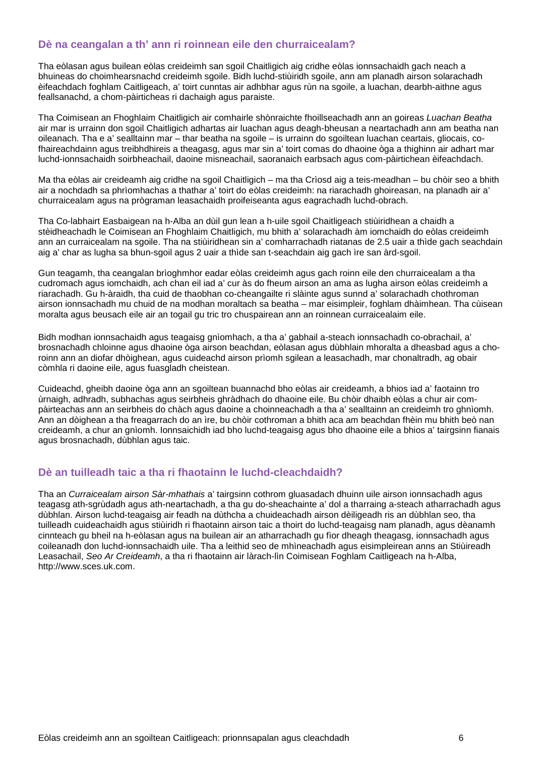## Dè na ceangalan a th' ann ri roinnean eile den churraicealam?

Tha eòlasan agus builean eòlas creideimh san sgoil Chaitligich aig cridhe eòlas ionnsachaidh gach neach a bhuineas do choimhearsnachd creideimh sgoile. Bidh luchd-stiùiridh sgoile, ann am planadh airson solarachadh èifeachdach foghlam Caitligeach, a' toirt cunntas air adhbhar agus rùn na sgoile, a luachan, dearbh-aithne agus feallsanachd, a chom-pàirticheas ri dachaigh agus paraiste.

Tha Coimisean an Fhoghlaim Chaitligich air comhairle shònraichte fhoillseachadh ann an goireas *Luachan Beatha* air mar is urrainn don sgoil Chaitligich adhartas air luachan agus deagh-bheusan a neartachadh ann am beatha nan oileanach. Tha e a' sealltainn mar – thar beatha na sgoile – is urrainn do sgoiltean luachan ceartais, gliocais, co-fhaireachdainn agus treibhdhireis a theagasg, agus mar sin a' toirt comas do dhaoine òga a thighinn air adhart mar luchd-ionnsachaidh soirbheachail, daoine misneachail, saoranaich earbsach agus com-pàirtichean èifeachdach.

Ma tha eòlas air creideamh aig cridhe na sgoil Chaitligich – ma tha Crìosd aig a teis-meadhan – bu chòir seo a bhith air a nochdadh sa phrìomhachas a thathar a' toirt do eòlas creideimh: na riarachadh ghoireasan, na planadh air a' churraicealam agus na prògraman leasachaidh proifeiseanta agus eagrachadh luchd-obrach.

Tha Co-labhairt Easbaigean na h-Alba an dùil gun lean a h-uile sgoil Chaitligeach stiùiridhean a chaidh a stèidheachadh le Coimisean an Fhoghlaim Chaitligich, mu bhith a' solarachadh àm iomchaidh do eòlas creideimh ann an curraicealam na sgoile. Tha na stiùiridhean sin a' comharrachadh riatanas de 2.5 uair a thìde gach seachdain aig a' char as lugha sa bhun-sgoil agus 2 uair a thìde san t-seachdain aig gach ìre san àrd-sgoil.

Gun teagamh, tha ceangalan brìoghmhor eadar eòlas creideimh agus gach roinn eile den churraicealam a tha cudromach agus iomchaidh, ach chan eil iad a' cur às do fheum airson an ama as lugha airson eòlas creideimh a riarachadh. Gu h-àraidh, tha cuid de thaobhan co-cheangailte ri slàinte agus sunnd a' solarachadh chothroman airson ionnsachadh mu chuid de na modhan moraltach sa beatha – mar eisimpleir, foghlam dhàimhean. Tha cùisean moralta agus beusach eile air an togail gu tric tro chuspairean ann an roinnean curraicealaim eile.

Bidh modhan ionnsachaidh agus teagaisg gnìomhach, a tha a' gabhail a-steach ionnsachadh co-obrachail, a' brosnachadh chloinne agus dhaoine òga airson beachdan, eòlasan agus dùbhlain mhoralta a dheasbad agus a cho-roinn ann an diofar dhòighean, agus cuideachd airson prìomh sgilean a leasachadh, mar chonaltradh, ag obair còmhla ri daoine eile, agus fuasgladh cheistean.

Cuideachd, gheibh daoine òga ann an sgoiltean buannachd bho eòlas air creideamh, a bhios iad a' faotainn tro ùrnaigh, adhradh, subhachas agus seirbheis ghràdhach do dhaoine eile. Bu chòir dhaibh eòlas a chur air com-pàirteachas ann an seirbheis do chàch agus daoine a choinneachadh a tha a' sealltainn an creideimh tro ghnìomh. Ann an dòighean a tha freagarrach do an ìre, bu chòir cothroman a bhith aca am beachdan fhèin mu bhith beò nan creideamh, a chur an gnìomh. Ionnsaichidh iad bho luchd-teagaisg agus bho dhaoine eile a bhios a' tairgsinn fianais agus brosnachadh, dùbhlan agus taic.

## Dè an tuilleadh taic a tha ri fhaotainn le luchd-cleachdaidh?

Tha an *Curraicealam airson Sàr-mhathais* a' tairgsinn cothrom gluasadach dhuinn uile airson ionnsachadh agus teagasg ath-sgrùdadh agus ath-neartachadh, a tha gu do-sheachainte a' dol a tharraing a-steach atharrachadh agus dùbhlan. Airson luchd-teagaisg air feadh na dùthcha a chuideachadh airson dèiligeadh ris an dùbhlan seo, tha tuilleadh cuideachaidh agus stiùiridh ri fhaotainn airson taic a thoirt do luchd-teagaisg nam planadh, agus dèanamh cinnteach gu bheil na h-eòlasan agus na builean air an atharrachadh gu fìor dheagh theagasg, ionnsachadh agus coileanadh don luchd-ionnsachaidh uile. Tha a leithid seo de mhìneachadh agus eisimpleirean anns an Stiùireadh Leasachail, *Seo Ar Creideamh*, a tha ri fhaotainn air làrach-lìn Coimisean Foghlam Caitligeach na h-Alba, http://www.sces.uk.com.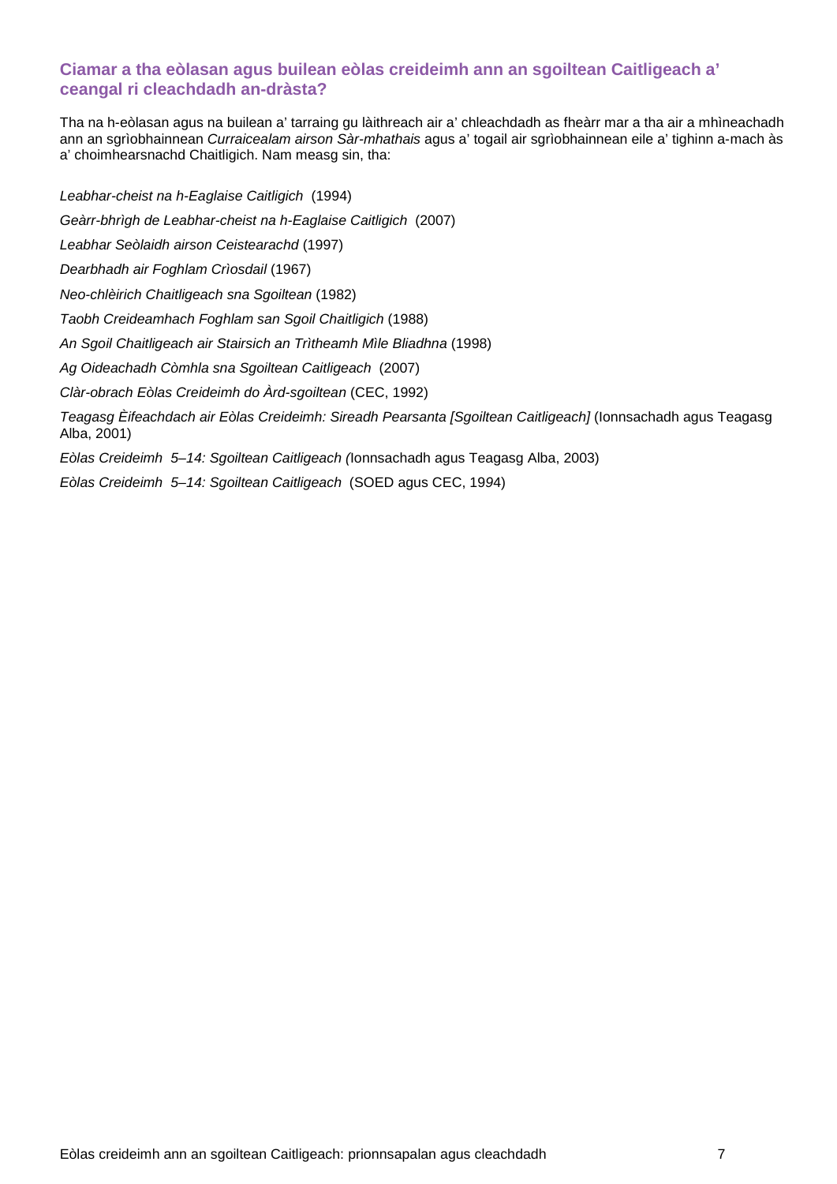## Ciamar a tha eòlasan agus builean eòlas creideimh ann an sgoiltean Caitligeach a' ceangal ri cleachdadh an-dràsta?

Tha na h-eòlasan agus na builean a' tarraing gu làithreach air a' chleachdadh as fheàrr mar a tha air a mhìneachadh ann an sgrìobhainnean *Curraicealam airson Sàr-mhathais* agus a' togail air sgrìobhainnean eile a' tighinn a-mach às a' choimhearsnachd Chaitligich. Nam measg sin, tha:

*Leabhar-cheist na h-Eaglaise Caitligich* (1994)

*Geàrr-bhrìgh de Leabhar-cheist na h-Eaglaise Caitligich* (2007)

*Leabhar Seòlaidh airson Ceistearachd* (1997)

*Dearbhadh air Foghlam Crìosdail* (1967)

*Neo-chlèirich Chaitligeach sna Sgoiltean* (1982)

*Taobh Creideamhach Foghlam san Sgoil Chaitligich* (1988)

*An Sgoil Chaitligeach air Stairsich an Trìtheamh Mìle Bliadhna* (1998)

*Ag Oideachadh Còmhla sna Sgoiltean Caitligeach* (2007)

*Clàr-obrach Eòlas Creideimh do Àrd-sgoiltean* (CEC, 1992)

*Teagasg Èifeachdach air Eòlas Creideimh: Sireadh Pearsanta [Sgoiltean Caitligeach]* (Ionnsachadh agus Teagasg Alba, 2001)

*Eòlas Creideimh 5–14: Sgoiltean Caitligeach (*Ionnsachadh agus Teagasg Alba, 2003)

*Eòlas Creideimh 5–14: Sgoiltean Caitligeach* (SOED agus CEC, 1994)